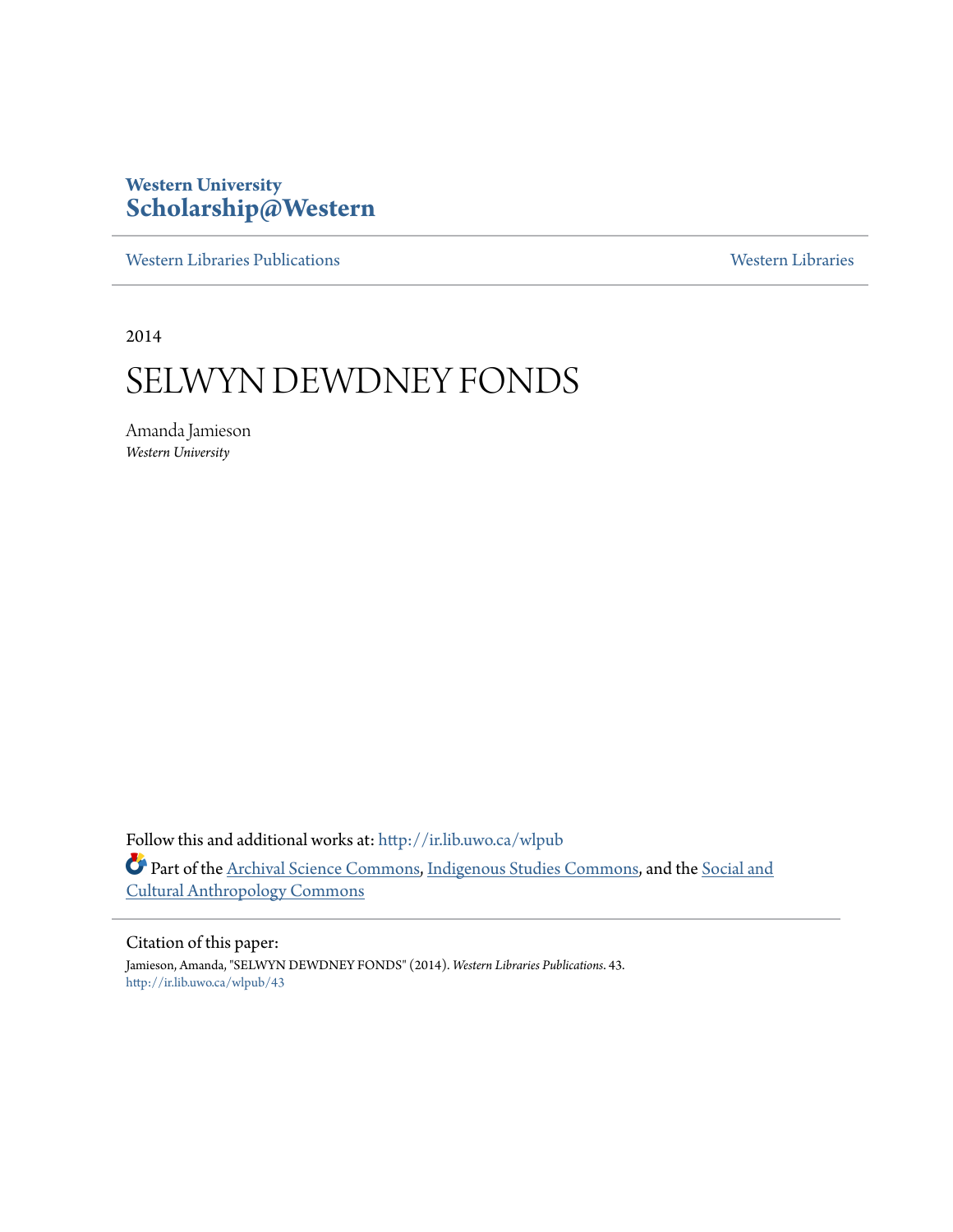**Western University**
**Scholarship@Western**

Western Libraries Publications | Western Libraries

2014

# SELWYN DEWDNEY FONDS

Amanda Jamieson
*Western University*

Follow this and additional works at: http://ir.lib.uwo.ca/wlpub

Part of the Archival Science Commons, Indigenous Studies Commons, and the Social and Cultural Anthropology Commons

Citation of this paper:
Jamieson, Amanda, "SELWYN DEWDNEY FONDS" (2014). *Western Libraries Publications*. 43.
http://ir.lib.uwo.ca/wlpub/43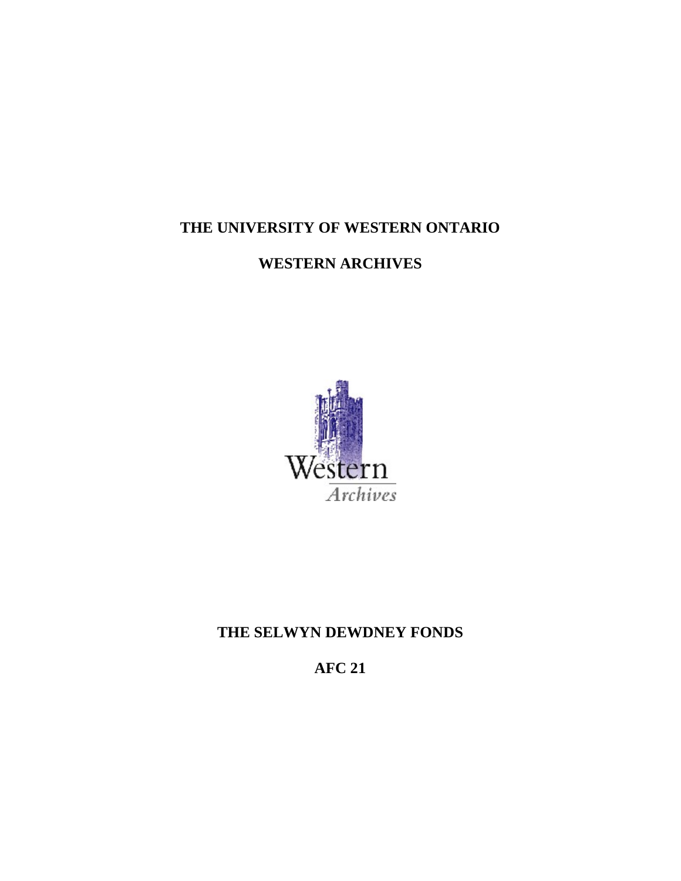# THE UNIVERSITY OF WESTERN ONTARIO

# WESTERN ARCHIVES

Western
Archives

# THE SELWYN DEWDNEY FONDS

# AFC 21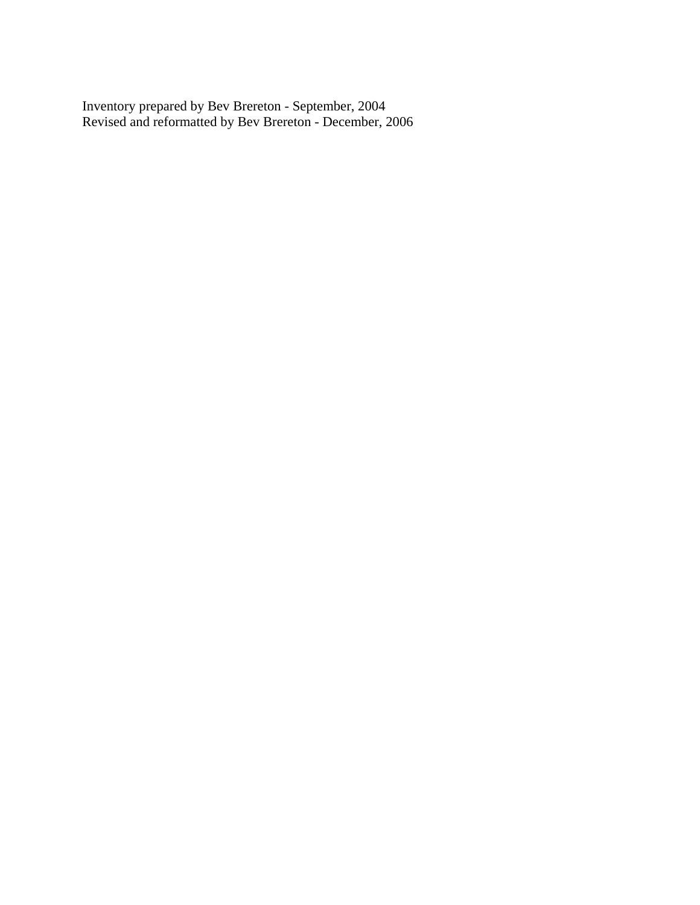Inventory prepared by Bev Brereton - September, 2004
Revised and reformatted by Bev Brereton - December, 2006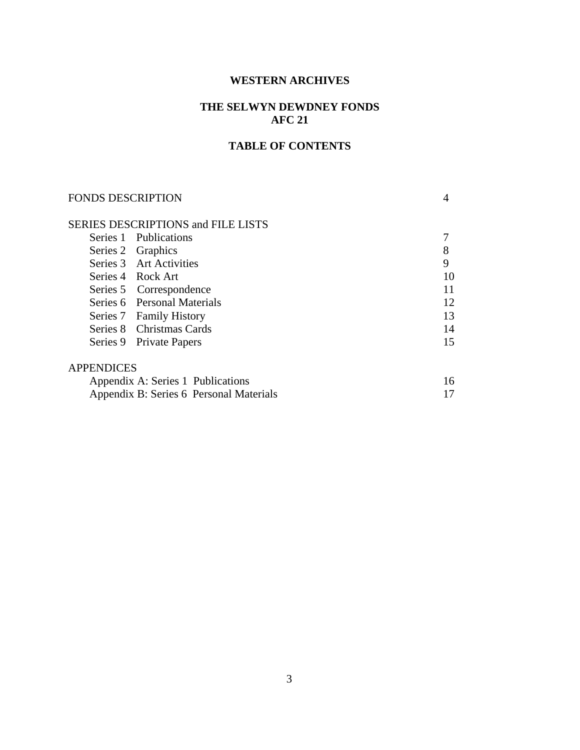**WESTERN ARCHIVES**

**THE SELWYN DEWDNEY FONDS**
**AFC 21**

**TABLE OF CONTENTS**

| | |
|---|---|
| FONDS DESCRIPTION | 4 |
| SERIES DESCRIPTIONS and FILE LISTS | |
| Series 1 Publications | 7 |
| Series 2 Graphics | 8 |
| Series 3 Art Activities | 9 |
| Series 4 Rock Art | 10 |
| Series 5 Correspondence | 11 |
| Series 6 Personal Materials | 12 |
| Series 7 Family History | 13 |
| Series 8 Christmas Cards | 14 |
| Series 9 Private Papers | 15 |
| APPENDICES | |
| Appendix A: Series 1 Publications | 16 |
| Appendix B: Series 6 Personal Materials | 17 |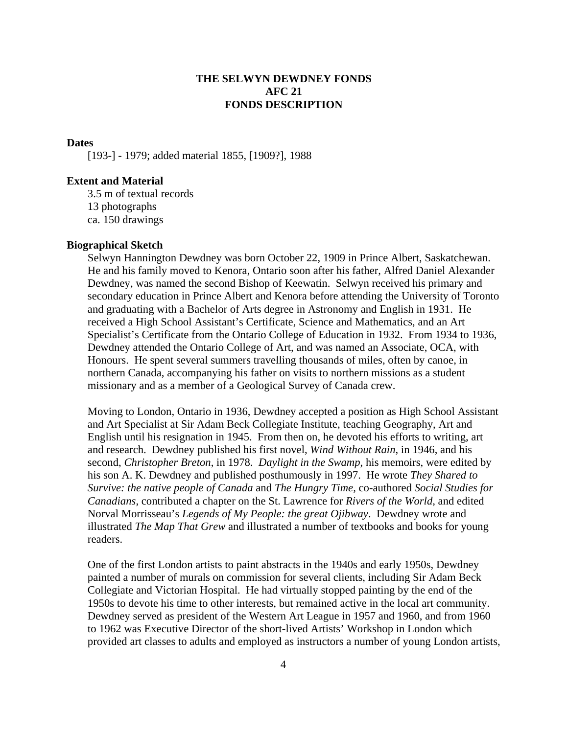# THE SELWYN DEWDNEY FONDS
# AFC 21
# FONDS DESCRIPTION

**Dates**

[193-] - 1979; added material 1855, [1909?], 1988

**Extent and Material**

3.5 m of textual records
13 photographs
ca. 150 drawings

**Biographical Sketch**

Selwyn Hannington Dewdney was born October 22, 1909 in Prince Albert, Saskatchewan. He and his family moved to Kenora, Ontario soon after his father, Alfred Daniel Alexander Dewdney, was named the second Bishop of Keewatin. Selwyn received his primary and secondary education in Prince Albert and Kenora before attending the University of Toronto and graduating with a Bachelor of Arts degree in Astronomy and English in 1931. He received a High School Assistant's Certificate, Science and Mathematics, and an Art Specialist's Certificate from the Ontario College of Education in 1932. From 1934 to 1936, Dewdney attended the Ontario College of Art, and was named an Associate, OCA, with Honours. He spent several summers travelling thousands of miles, often by canoe, in northern Canada, accompanying his father on visits to northern missions as a student missionary and as a member of a Geological Survey of Canada crew.

Moving to London, Ontario in 1936, Dewdney accepted a position as High School Assistant and Art Specialist at Sir Adam Beck Collegiate Institute, teaching Geography, Art and English until his resignation in 1945. From then on, he devoted his efforts to writing, art and research. Dewdney published his first novel, *Wind Without Rain*, in 1946, and his second, *Christopher Breton*, in 1978. *Daylight in the Swamp*, his memoirs, were edited by his son A. K. Dewdney and published posthumously in 1997. He wrote *They Shared to Survive: the native people of Canada* and *The Hungry Time,* co-authored *Social Studies for Canadians*, contributed a chapter on the St. Lawrence for *Rivers of the World*, and edited Norval Morrisseau's *Legends of My People: the great Ojibway*. Dewdney wrote and illustrated *The Map That Grew* and illustrated a number of textbooks and books for young readers.

One of the first London artists to paint abstracts in the 1940s and early 1950s, Dewdney painted a number of murals on commission for several clients, including Sir Adam Beck Collegiate and Victorian Hospital. He had virtually stopped painting by the end of the 1950s to devote his time to other interests, but remained active in the local art community. Dewdney served as president of the Western Art League in 1957 and 1960, and from 1960 to 1962 was Executive Director of the short-lived Artists' Workshop in London which provided art classes to adults and employed as instructors a number of young London artists,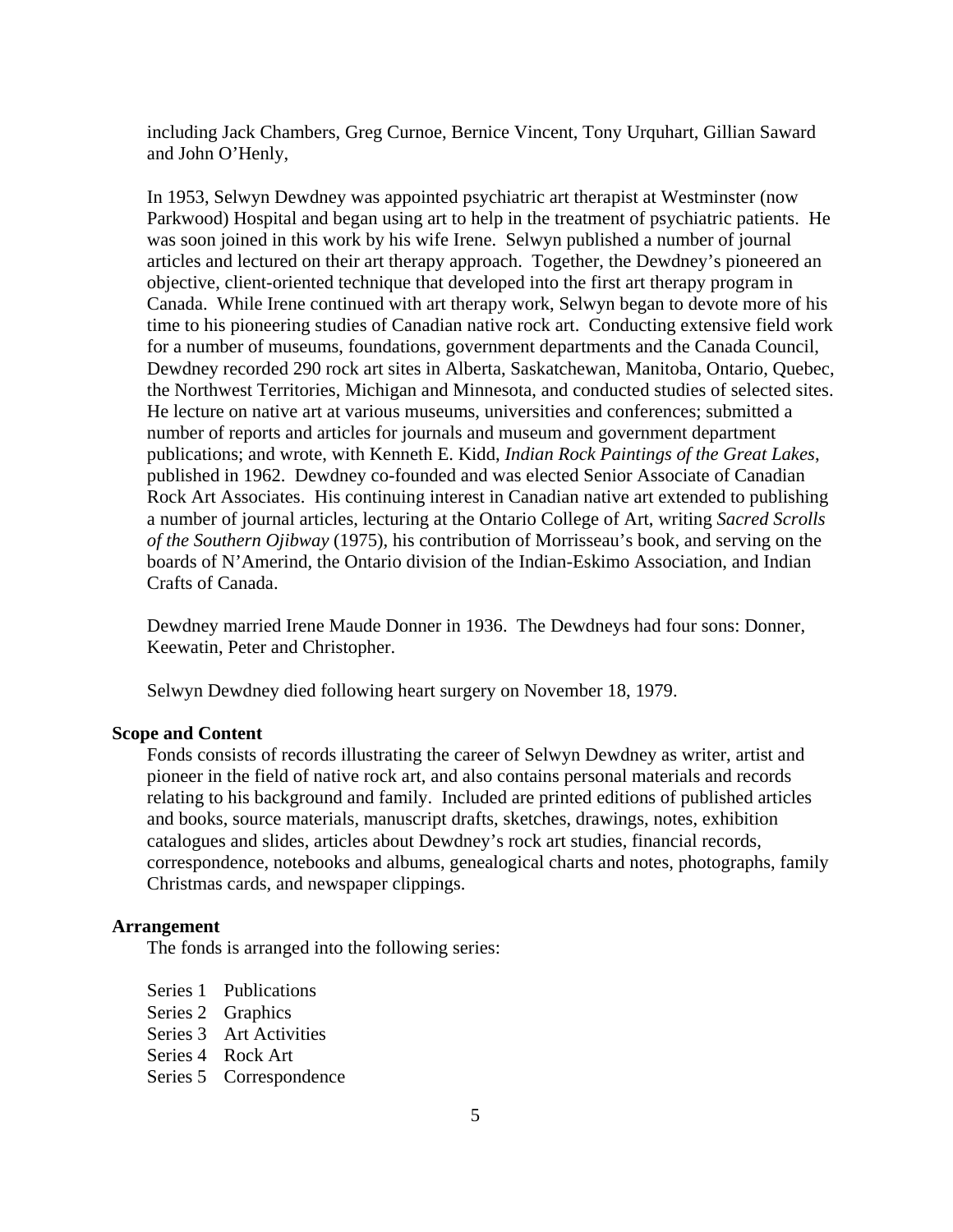including Jack Chambers, Greg Curnoe, Bernice Vincent, Tony Urquhart, Gillian Saward and John O'Henly,

In 1953, Selwyn Dewdney was appointed psychiatric art therapist at Westminster (now Parkwood) Hospital and began using art to help in the treatment of psychiatric patients. He was soon joined in this work by his wife Irene. Selwyn published a number of journal articles and lectured on their art therapy approach. Together, the Dewdney's pioneered an objective, client-oriented technique that developed into the first art therapy program in Canada. While Irene continued with art therapy work, Selwyn began to devote more of his time to his pioneering studies of Canadian native rock art. Conducting extensive field work for a number of museums, foundations, government departments and the Canada Council, Dewdney recorded 290 rock art sites in Alberta, Saskatchewan, Manitoba, Ontario, Quebec, the Northwest Territories, Michigan and Minnesota, and conducted studies of selected sites. He lecture on native art at various museums, universities and conferences; submitted a number of reports and articles for journals and museum and government department publications; and wrote, with Kenneth E. Kidd, *Indian Rock Paintings of the Great Lakes*, published in 1962. Dewdney co-founded and was elected Senior Associate of Canadian Rock Art Associates. His continuing interest in Canadian native art extended to publishing a number of journal articles, lecturing at the Ontario College of Art, writing *Sacred Scrolls of the Southern Ojibway* (1975), his contribution of Morrisseau's book, and serving on the boards of N'Amerind, the Ontario division of the Indian-Eskimo Association, and Indian Crafts of Canada.

Dewdney married Irene Maude Donner in 1936. The Dewdneys had four sons: Donner, Keewatin, Peter and Christopher.

Selwyn Dewdney died following heart surgery on November 18, 1979.

**Scope and Content**

Fonds consists of records illustrating the career of Selwyn Dewdney as writer, artist and pioneer in the field of native rock art, and also contains personal materials and records relating to his background and family. Included are printed editions of published articles and books, source materials, manuscript drafts, sketches, drawings, notes, exhibition catalogues and slides, articles about Dewdney's rock art studies, financial records, correspondence, notebooks and albums, genealogical charts and notes, photographs, family Christmas cards, and newspaper clippings.

**Arrangement**

The fonds is arranged into the following series:

Series 1 Publications
Series 2 Graphics
Series 3 Art Activities
Series 4 Rock Art
Series 5 Correspondence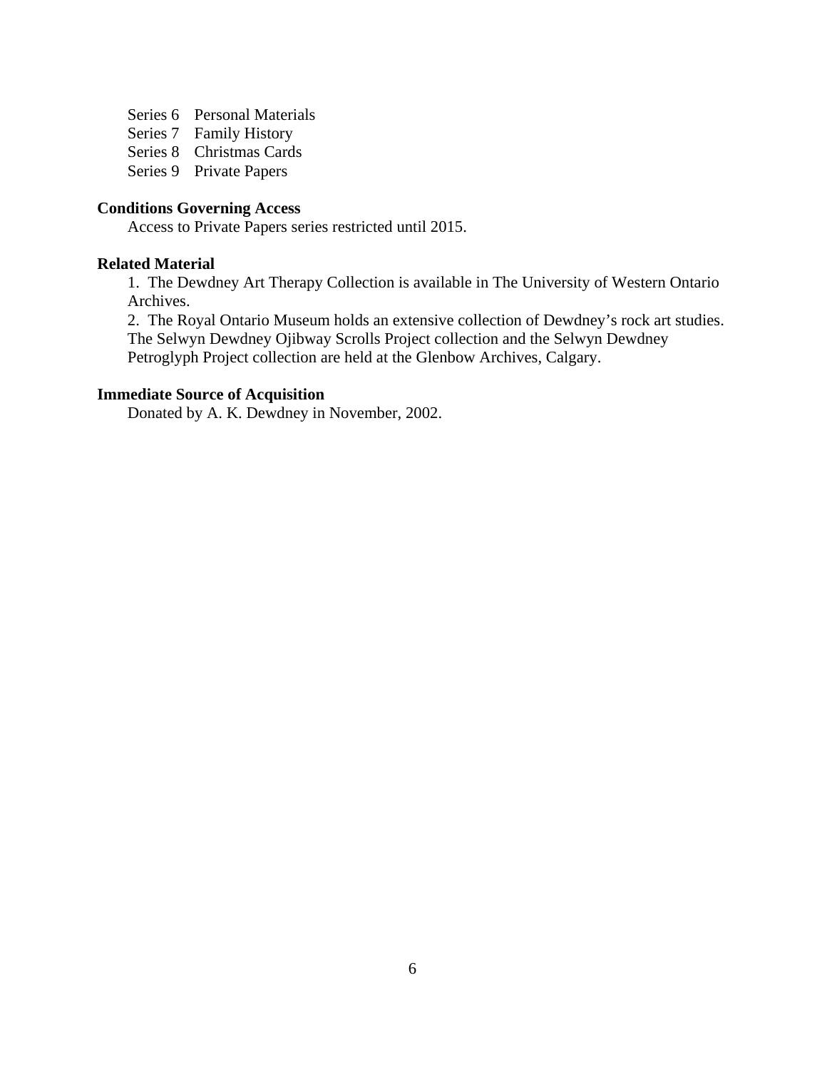Series 6 Personal Materials
Series 7 Family History
Series 8 Christmas Cards
Series 9 Private Papers

**Conditions Governing Access**

Access to Private Papers series restricted until 2015.

**Related Material**

1. The Dewdney Art Therapy Collection is available in The University of Western Ontario Archives.

2. The Royal Ontario Museum holds an extensive collection of Dewdney's rock art studies. The Selwyn Dewdney Ojibway Scrolls Project collection and the Selwyn Dewdney Petroglyph Project collection are held at the Glenbow Archives, Calgary.

**Immediate Source of Acquisition**

Donated by A. K. Dewdney in November, 2002.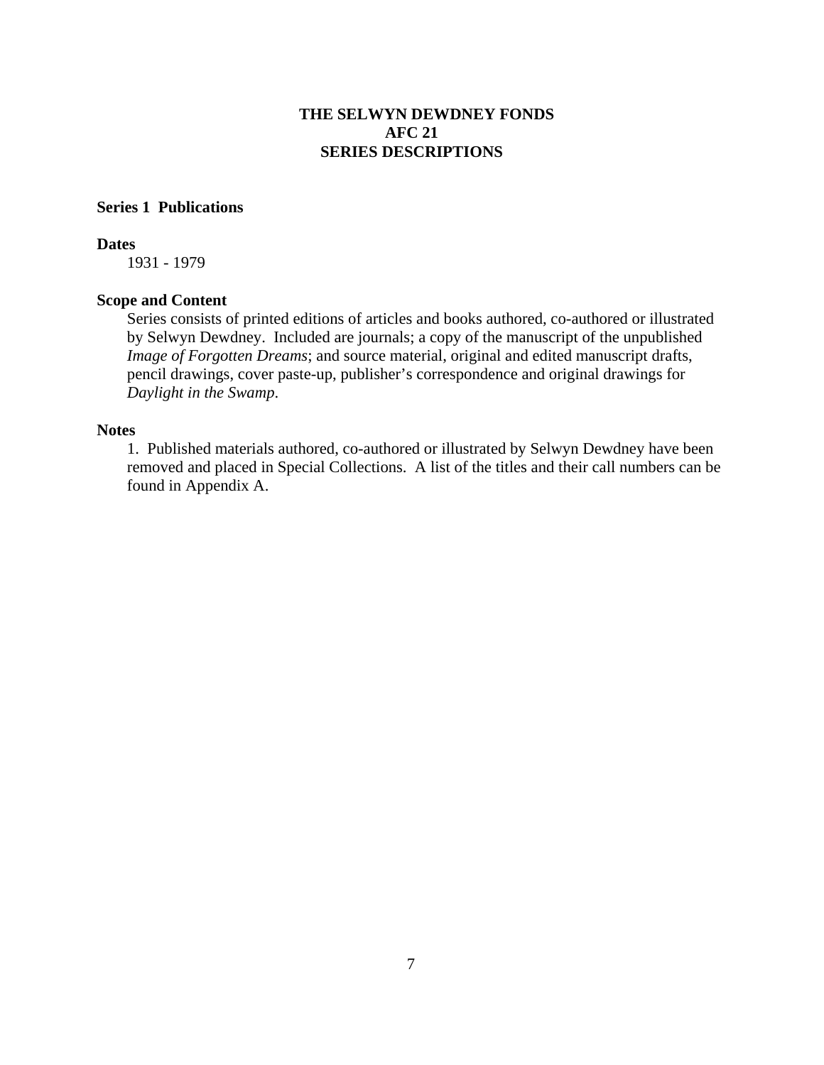# THE SELWYN DEWDNEY FONDS
# AFC 21
# SERIES DESCRIPTIONS

## Series 1 Publications

### Dates

1931 - 1979

### Scope and Content

Series consists of printed editions of articles and books authored, co-authored or illustrated by Selwyn Dewdney. Included are journals; a copy of the manuscript of the unpublished *Image of Forgotten Dreams*; and source material, original and edited manuscript drafts, pencil drawings, cover paste-up, publisher's correspondence and original drawings for *Daylight in the Swamp*.

### Notes

1. Published materials authored, co-authored or illustrated by Selwyn Dewdney have been removed and placed in Special Collections. A list of the titles and their call numbers can be found in Appendix A.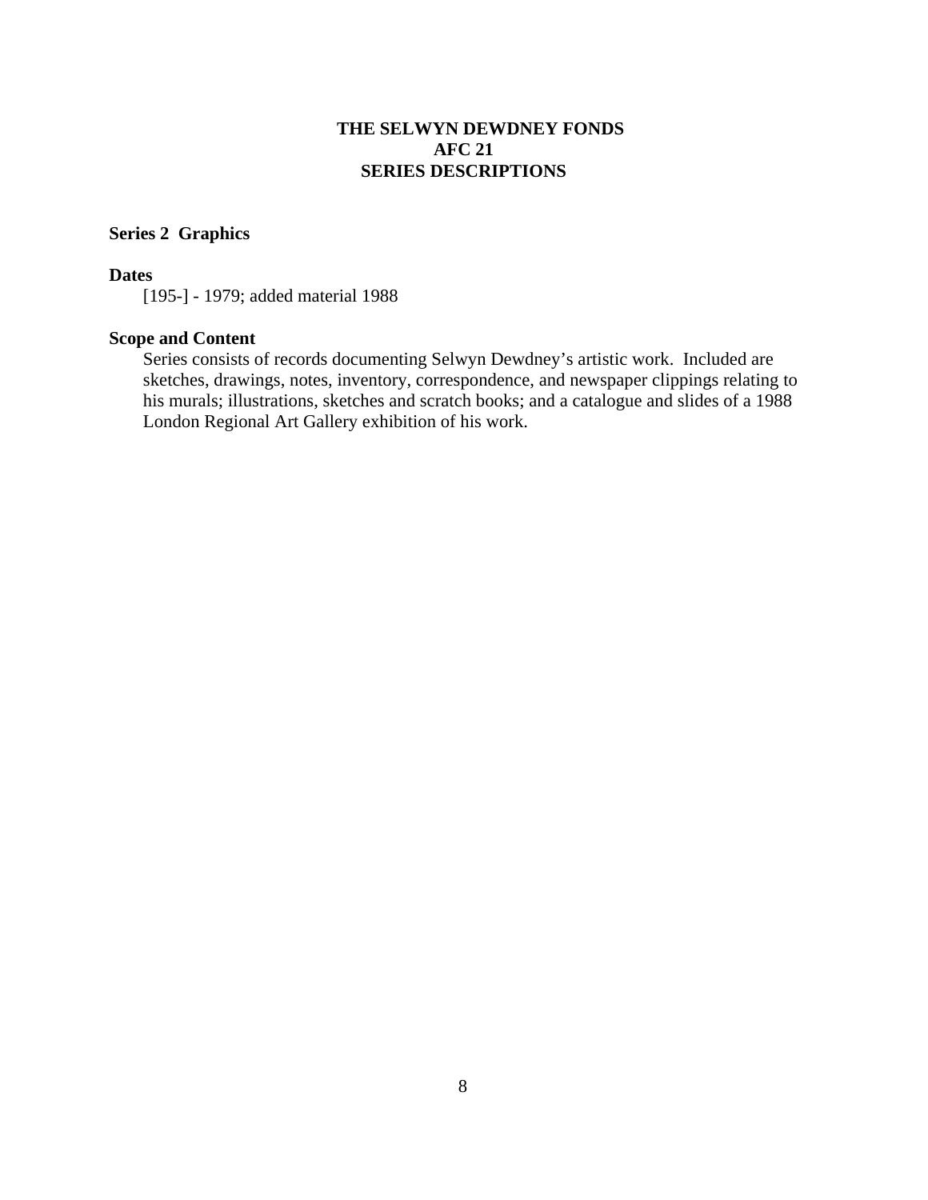# THE SELWYN DEWDNEY FONDS
## AFC 21
## SERIES DESCRIPTIONS

### Series 2 Graphics

**Dates**

[195-] - 1979; added material 1988

**Scope and Content**

Series consists of records documenting Selwyn Dewdney's artistic work. Included are sketches, drawings, notes, inventory, correspondence, and newspaper clippings relating to his murals; illustrations, sketches and scratch books; and a catalogue and slides of a 1988 London Regional Art Gallery exhibition of his work.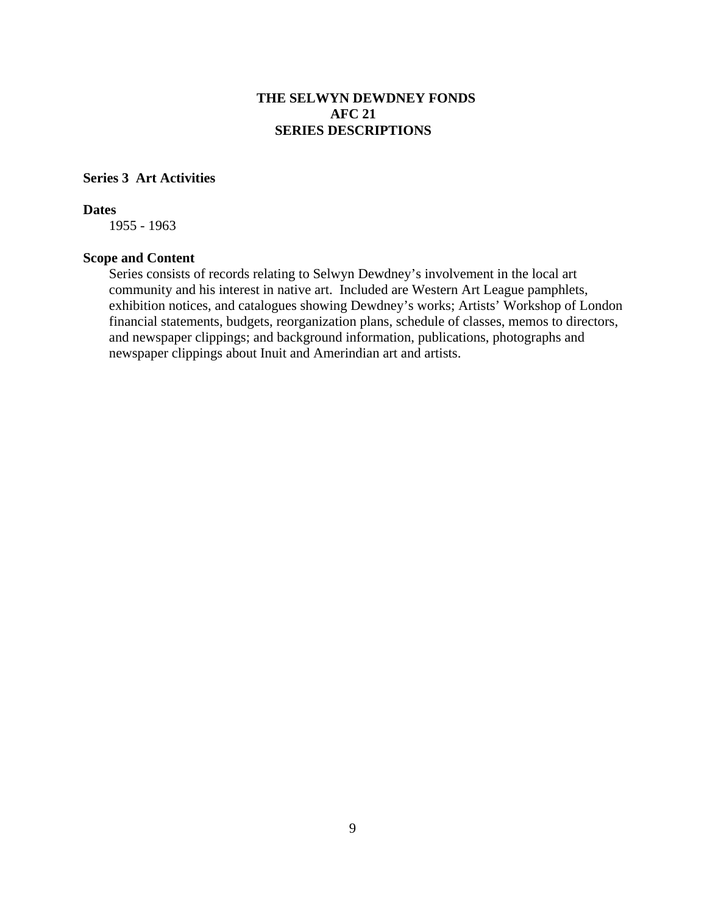# THE SELWYN DEWDNEY FONDS
# AFC 21
# SERIES DESCRIPTIONS

## Series 3 Art Activities

**Dates**

1955 - 1963

**Scope and Content**

Series consists of records relating to Selwyn Dewdney's involvement in the local art community and his interest in native art. Included are Western Art League pamphlets, exhibition notices, and catalogues showing Dewdney's works; Artists' Workshop of London financial statements, budgets, reorganization plans, schedule of classes, memos to directors, and newspaper clippings; and background information, publications, photographs and newspaper clippings about Inuit and Amerindian art and artists.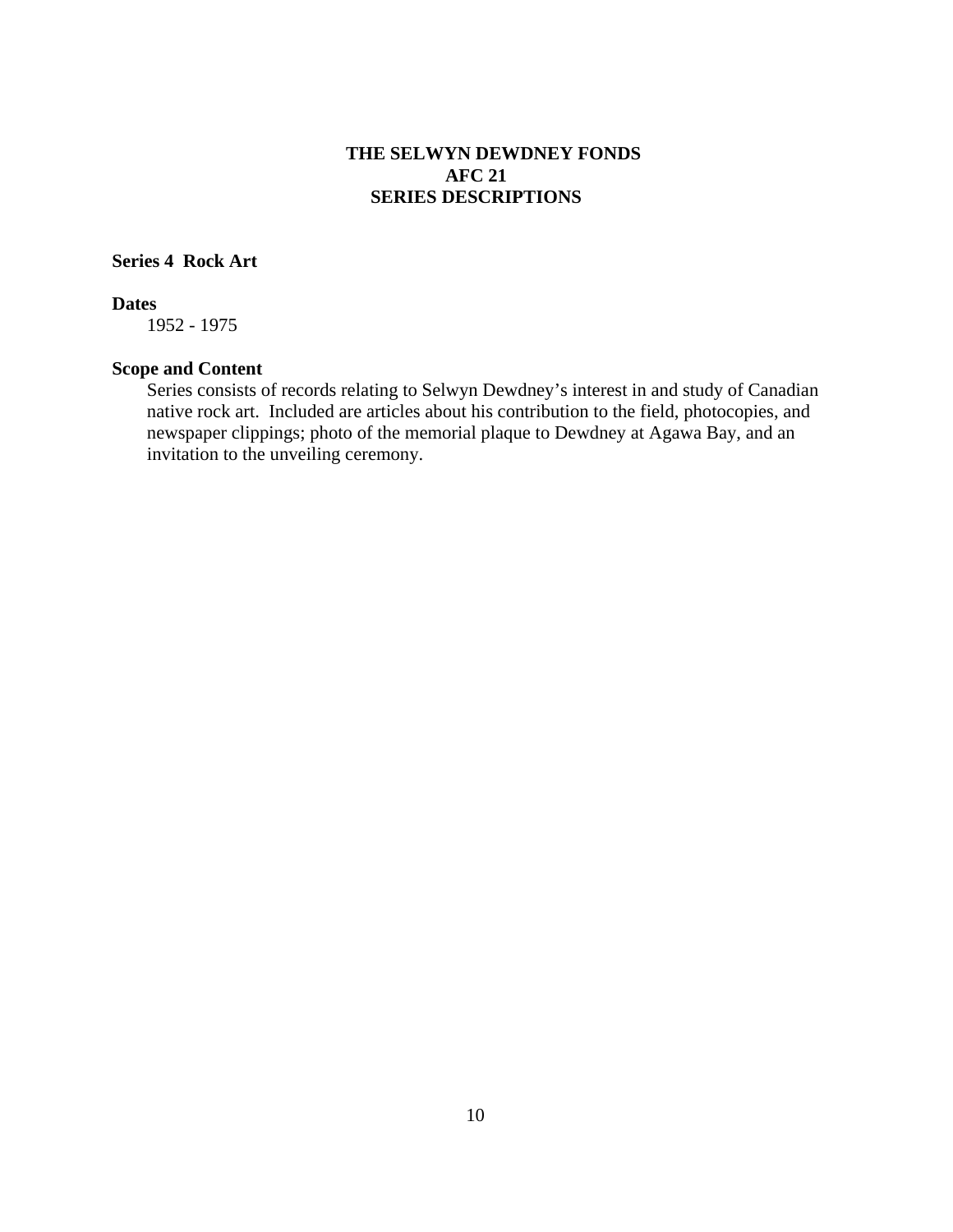# THE SELWYN DEWDNEY FONDS
# AFC 21
# SERIES DESCRIPTIONS

## Series 4 Rock Art

**Dates**

1952 - 1975

**Scope and Content**

Series consists of records relating to Selwyn Dewdney's interest in and study of Canadian native rock art. Included are articles about his contribution to the field, photocopies, and newspaper clippings; photo of the memorial plaque to Dewdney at Agawa Bay, and an invitation to the unveiling ceremony.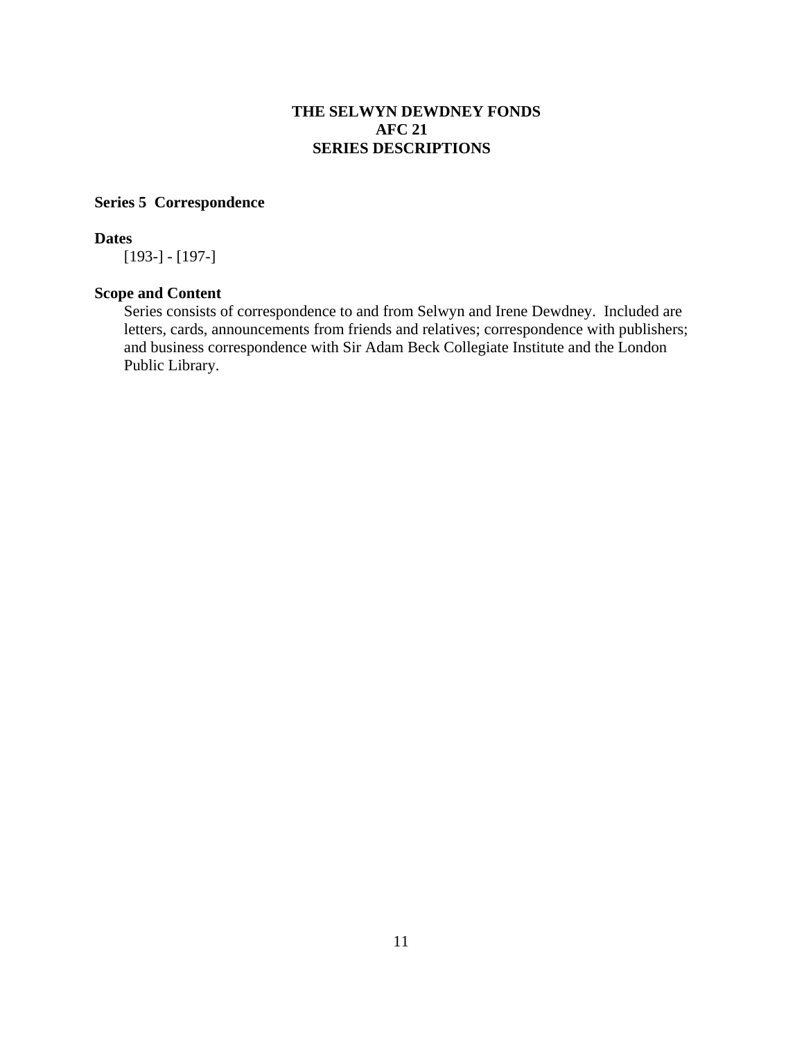**THE SELWYN DEWDNEY FONDS**
**AFC 21**
**SERIES DESCRIPTIONS**

## Series 5 Correspondence

**Dates**

[193-] - [197-]

**Scope and Content**

Series consists of correspondence to and from Selwyn and Irene Dewdney. Included are letters, cards, announcements from friends and relatives; correspondence with publishers; and business correspondence with Sir Adam Beck Collegiate Institute and the London Public Library.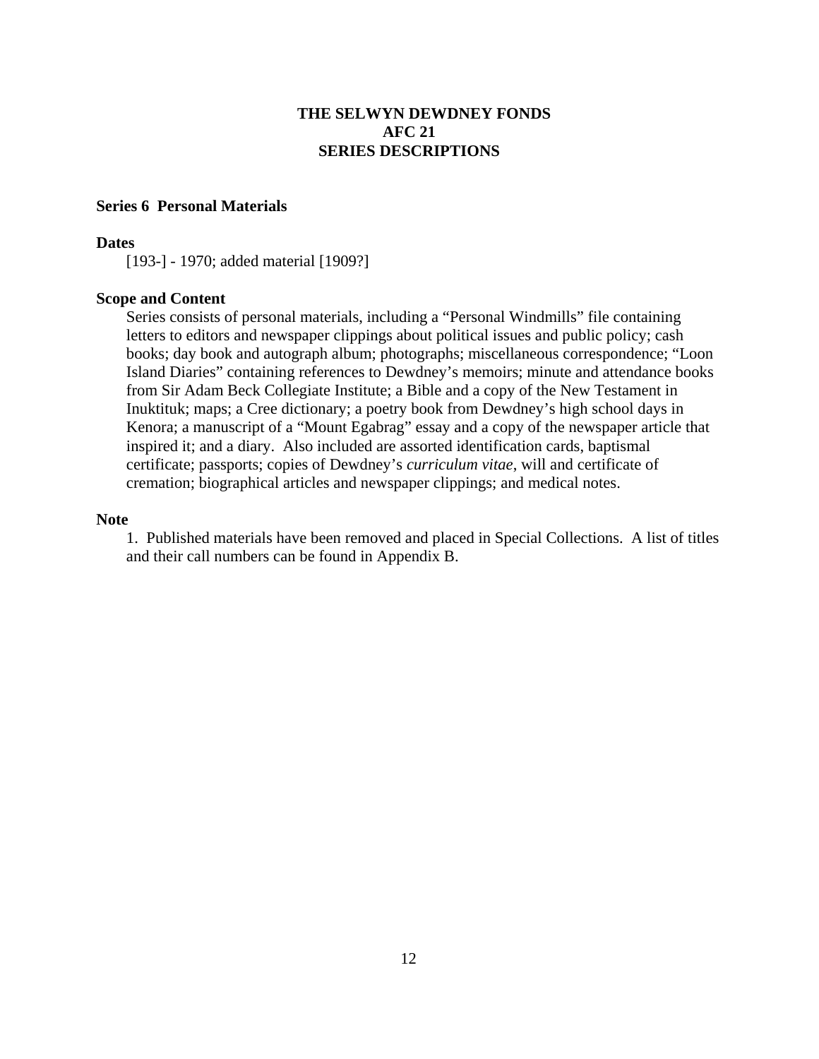# THE SELWYN DEWDNEY FONDS
## AFC 21
## SERIES DESCRIPTIONS

### Series 6 Personal Materials

**Dates**

[193-] - 1970; added material [1909?]

**Scope and Content**

Series consists of personal materials, including a “Personal Windmills” file containing letters to editors and newspaper clippings about political issues and public policy; cash books; day book and autograph album; photographs; miscellaneous correspondence; “Loon Island Diaries” containing references to Dewdney’s memoirs; minute and attendance books from Sir Adam Beck Collegiate Institute; a Bible and a copy of the New Testament in Inuktituk; maps; a Cree dictionary; a poetry book from Dewdney’s high school days in Kenora; a manuscript of a “Mount Egabrag” essay and a copy of the newspaper article that inspired it; and a diary. Also included are assorted identification cards, baptismal certificate; passports; copies of Dewdney’s *curriculum vitae*, will and certificate of cremation; biographical articles and newspaper clippings; and medical notes.

**Note**

1. Published materials have been removed and placed in Special Collections. A list of titles and their call numbers can be found in Appendix B.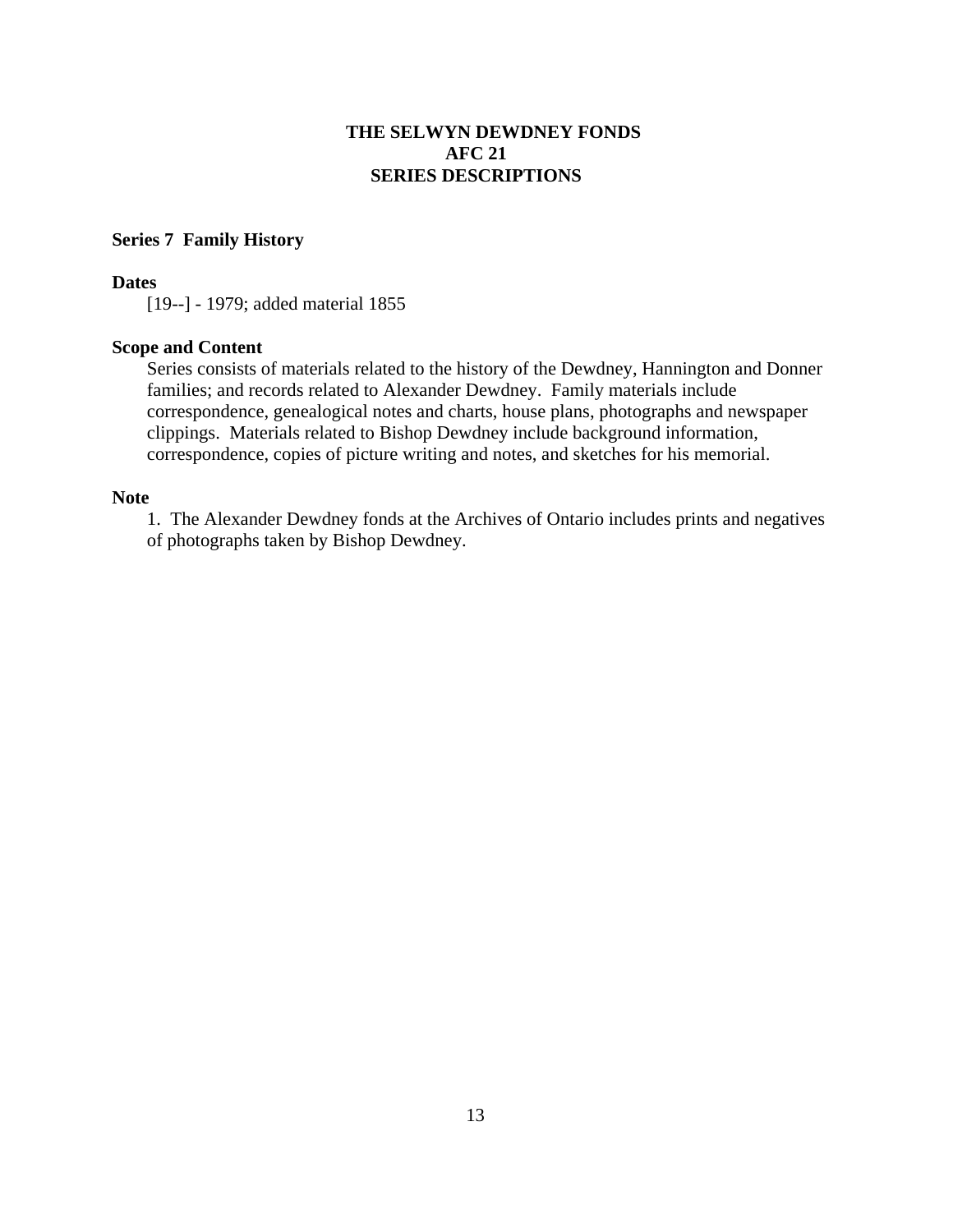# THE SELWYN DEWDNEY FONDS
# AFC 21
# SERIES DESCRIPTIONS

## Series 7 Family History

### Dates

[19--] - 1979; added material 1855

### Scope and Content

Series consists of materials related to the history of the Dewdney, Hannington and Donner families; and records related to Alexander Dewdney. Family materials include correspondence, genealogical notes and charts, house plans, photographs and newspaper clippings. Materials related to Bishop Dewdney include background information, correspondence, copies of picture writing and notes, and sketches for his memorial.

### Note

1. The Alexander Dewdney fonds at the Archives of Ontario includes prints and negatives of photographs taken by Bishop Dewdney.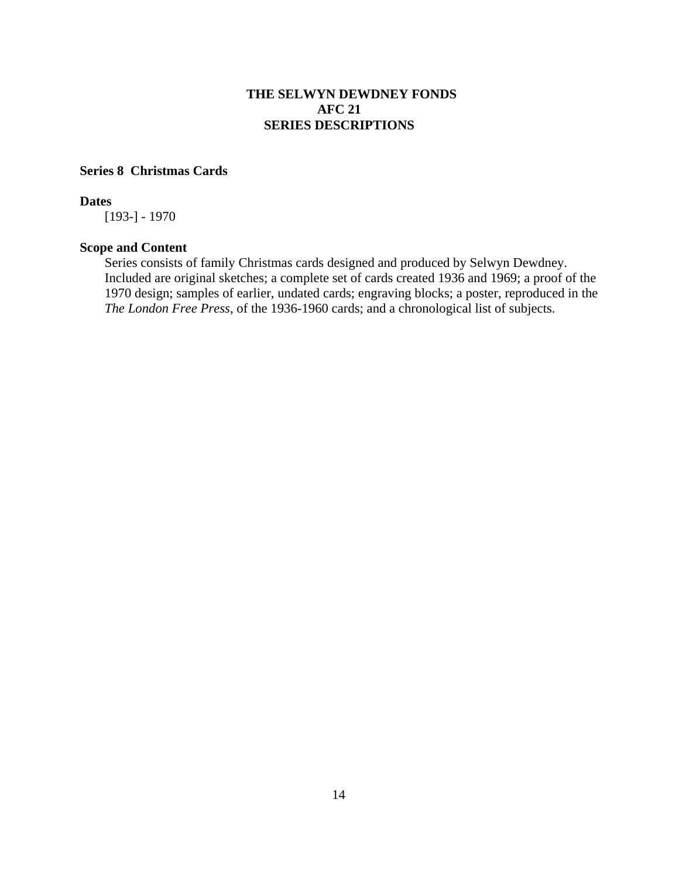# THE SELWYN DEWDNEY FONDS
## AFC 21
## SERIES DESCRIPTIONS

### Series 8 Christmas Cards

**Dates**

[193-] - 1970

**Scope and Content**

Series consists of family Christmas cards designed and produced by Selwyn Dewdney. Included are original sketches; a complete set of cards created 1936 and 1969; a proof of the 1970 design; samples of earlier, undated cards; engraving blocks; a poster, reproduced in the *The London Free Press*, of the 1936-1960 cards; and a chronological list of subjects.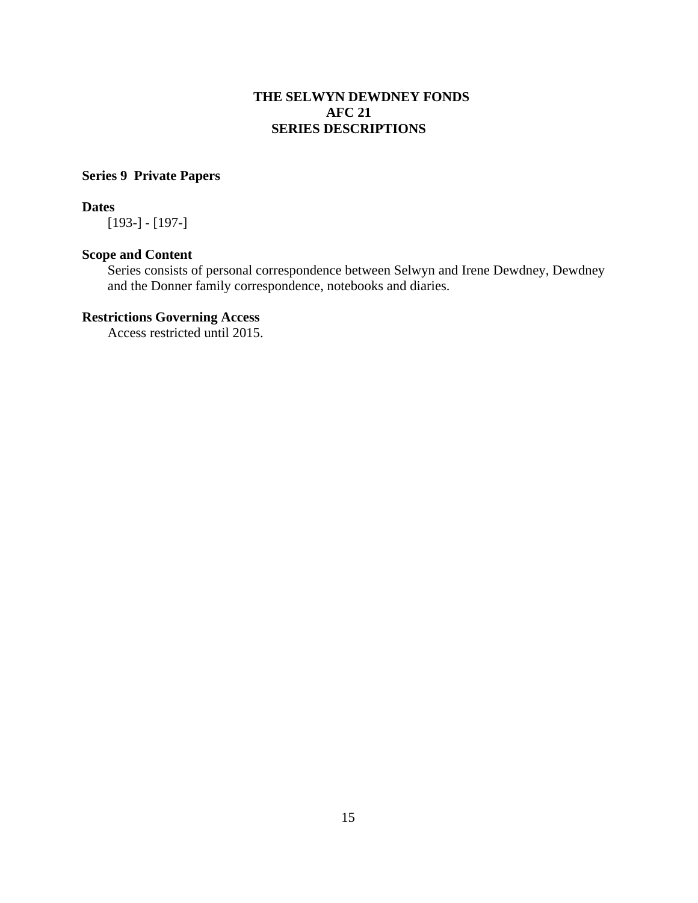# THE SELWYN DEWDNEY FONDS
# AFC 21
# SERIES DESCRIPTIONS

## Series 9 Private Papers

**Dates**

[193-] - [197-]

**Scope and Content**

Series consists of personal correspondence between Selwyn and Irene Dewdney, Dewdney and the Donner family correspondence, notebooks and diaries.

**Restrictions Governing Access**

Access restricted until 2015.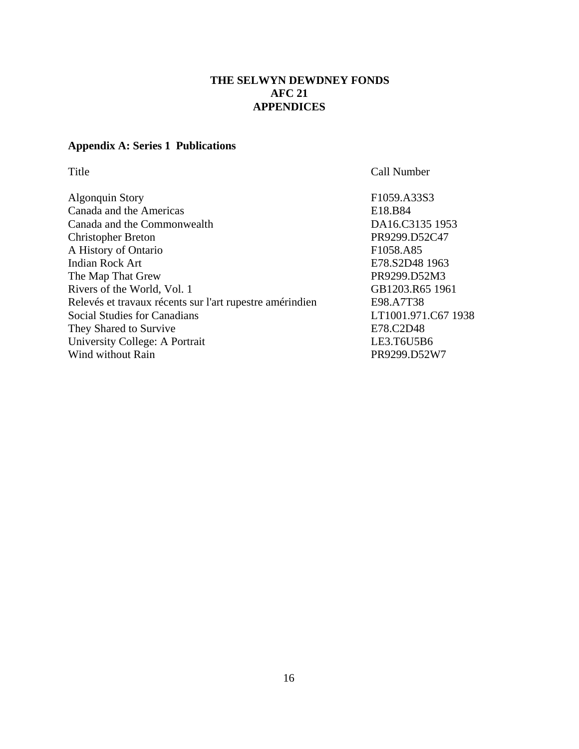**THE SELWYN DEWDNEY FONDS**
**AFC 21**
**APPENDICES**

## Appendix A: Series 1 Publications

| Title | Call Number |
| --- | --- |
| Algonquin Story | F1059.A33S3 |
| Canada and the Americas | E18.B84 |
| Canada and the Commonwealth | DA16.C3135 1953 |
| Christopher Breton | PR9299.D52C47 |
| A History of Ontario | F1058.A85 |
| Indian Rock Art | E78.S2D48 1963 |
| The Map That Grew | PR9299.D52M3 |
| Rivers of the World, Vol. 1 | GB1203.R65 1961 |
| Relevés et travaux récents sur l'art rupestre amérindien | E98.A7T38 |
| Social Studies for Canadians | LT1001.971.C67 1938 |
| They Shared to Survive | E78.C2D48 |
| University College: A Portrait | LE3.T6U5B6 |
| Wind without Rain | PR9299.D52W7 |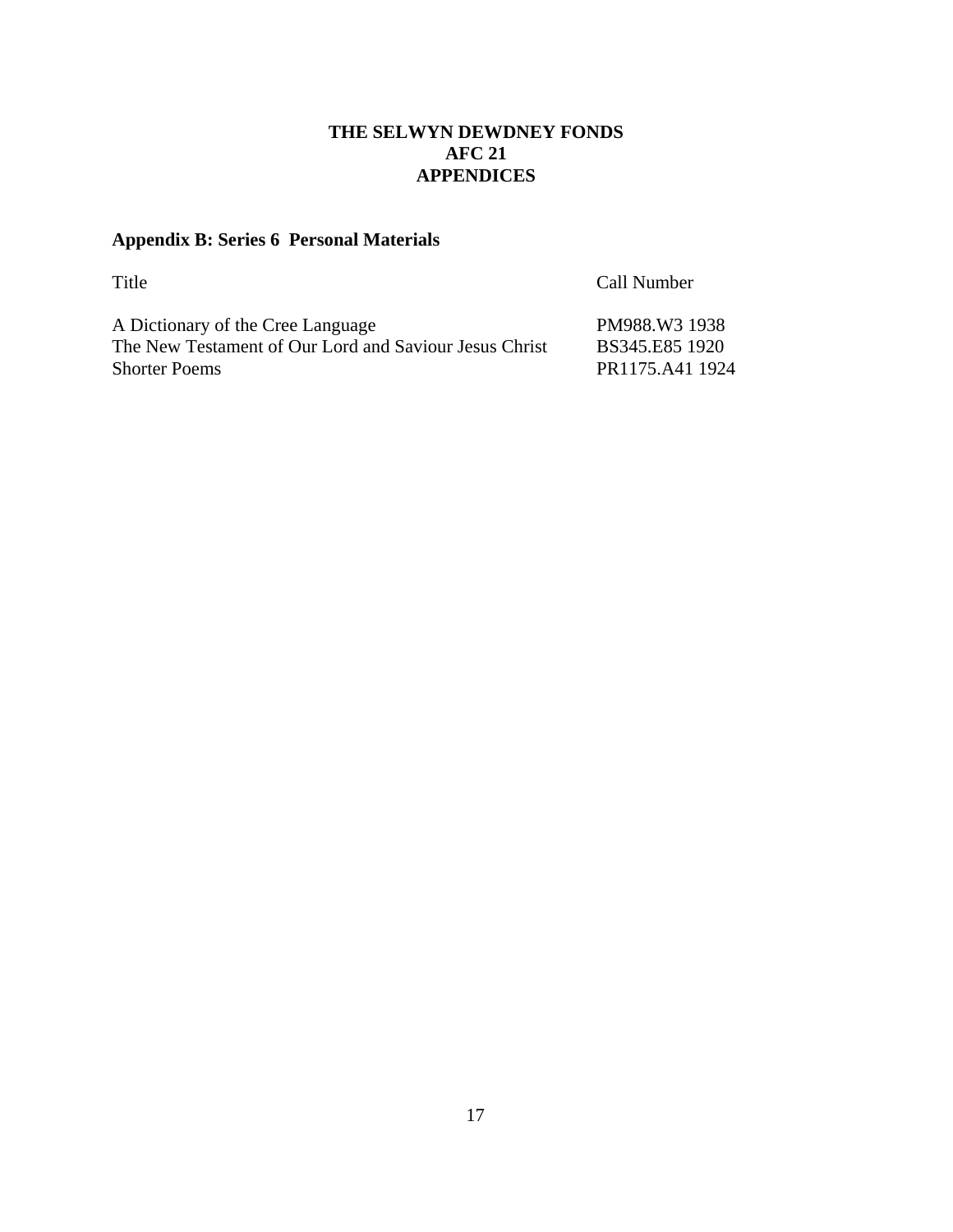# THE SELWYN DEWDNEY FONDS
# AFC 21
# APPENDICES

## Appendix B: Series 6 Personal Materials

| Title | Call Number |
|---|---|
| A Dictionary of the Cree Language | PM988.W3 1938 |
| The New Testament of Our Lord and Saviour Jesus Christ | BS345.E85 1920 |
| Shorter Poems | PR1175.A41 1924 |